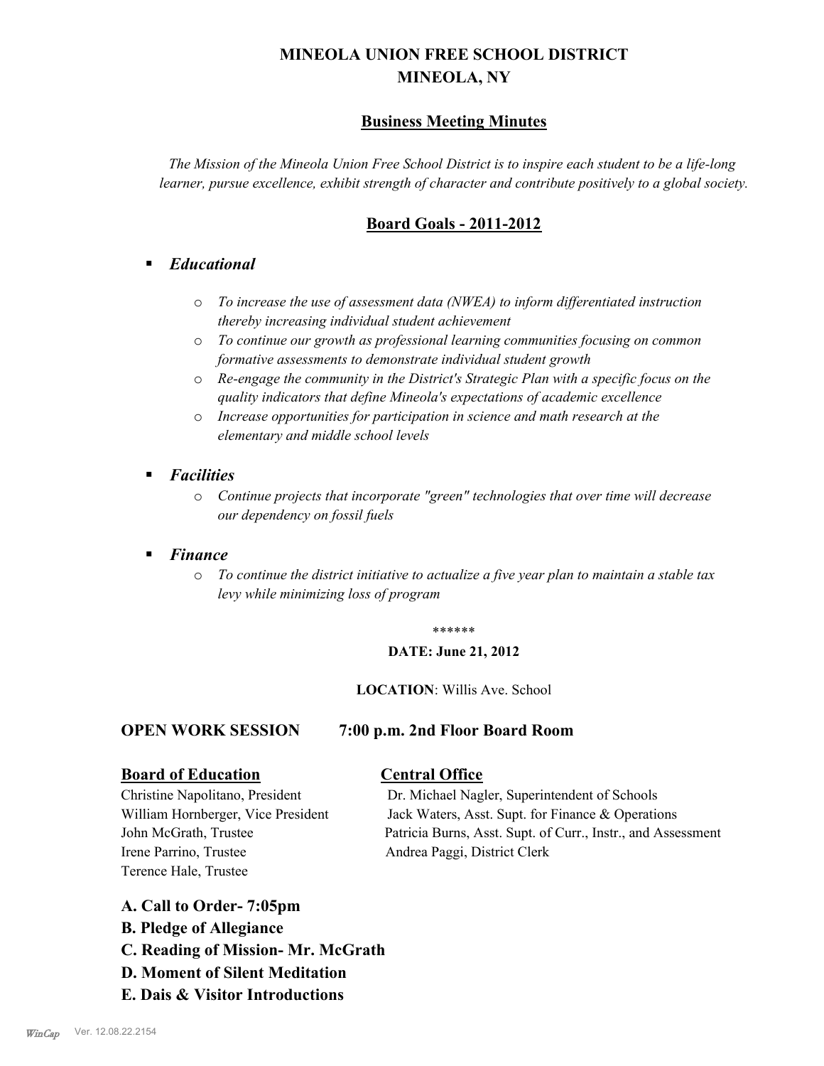# MINEOLA UNION FREE SCHOOL DISTRICT
# MINEOLA, NY

## Business Meeting Minutes

*The Mission of the Mineola Union Free School District is to inspire each student to be a life-long learner, pursue excellence, exhibit strength of character and contribute positively to a global society.*

## Board Goals - 2011-2012

- ***Educational***
  - *To increase the use of assessment data (NWEA) to inform differentiated instruction thereby increasing individual student achievement*
  - *To continue our growth as professional learning communities focusing on common formative assessments to demonstrate individual student growth*
  - *Re-engage the community in the District's Strategic Plan with a specific focus on the quality indicators that define Mineola's expectations of academic excellence*
  - *Increase opportunities for participation in science and math research at the elementary and middle school levels*
- ***Facilities***
  - *Continue projects that incorporate "green" technologies that over time will decrease our dependency on fossil fuels*
- ***Finance***
  - *To continue the district initiative to actualize a five year plan to maintain a stable tax levy while minimizing loss of program*

******

**DATE: June 21, 2012**

**LOCATION**: Willis Ave. School

**OPEN WORK SESSION 7:00 p.m. 2nd Floor Board Room**

| **Board of Education** | **Central Office** |
|---|---|
| Christine Napolitano, President | Dr. Michael Nagler, Superintendent of Schools |
| William Hornberger, Vice President | Jack Waters, Asst. Supt. for Finance & Operations |
| John McGrath, Trustee | Patricia Burns, Asst. Supt. of Curr., Instr., and Assessment |
| Irene Parrino, Trustee | Andrea Paggi, District Clerk |
| Terence Hale, Trustee | |

**A. Call to Order- 7:05pm**

**B. Pledge of Allegiance**

**C. Reading of Mission- Mr. McGrath**

**D. Moment of Silent Meditation**

**E. Dais & Visitor Introductions**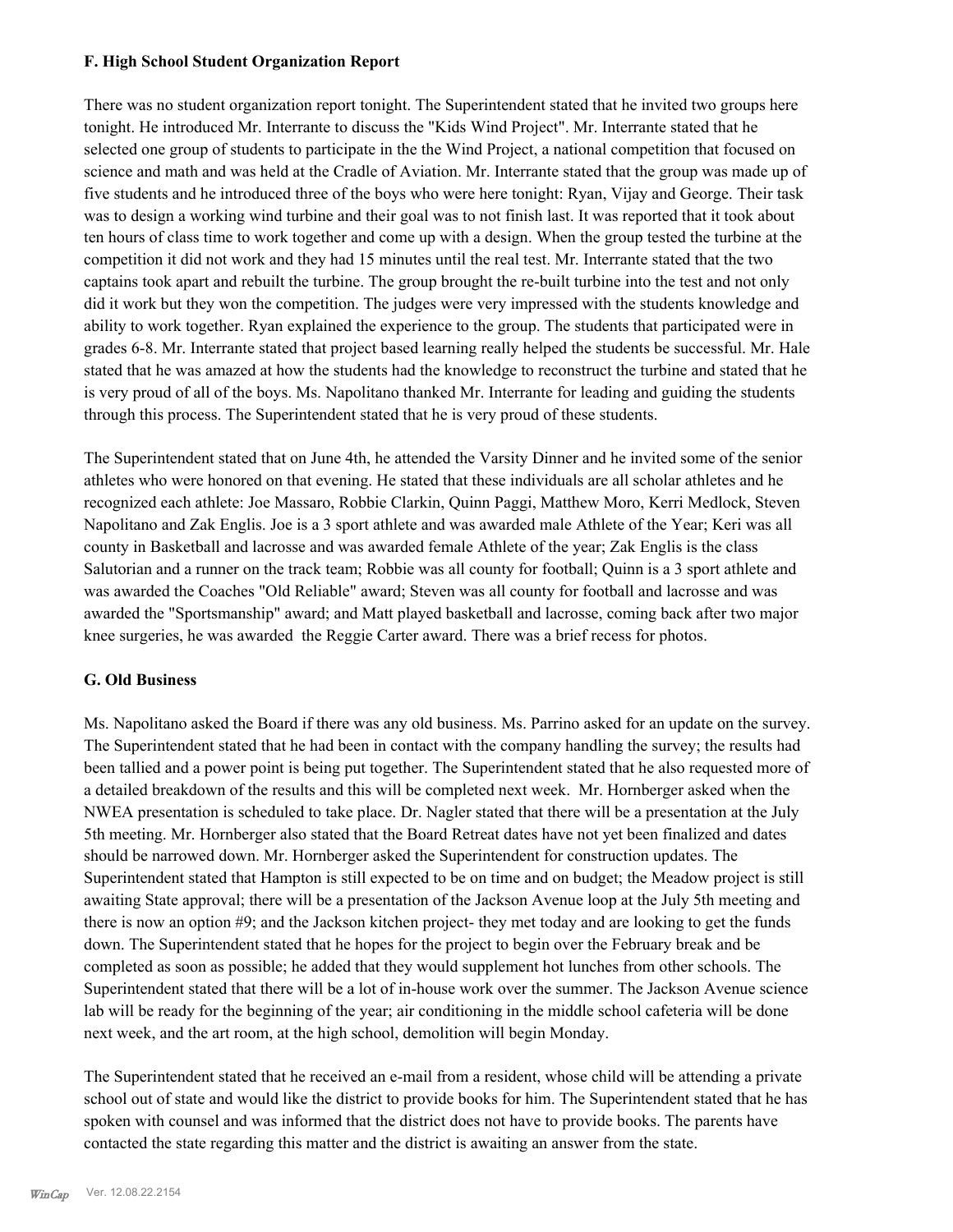### F. High School Student Organization Report

There was no student organization report tonight. The Superintendent stated that he invited two groups here tonight. He introduced Mr. Interrante to discuss the "Kids Wind Project". Mr. Interrante stated that he selected one group of students to participate in the the Wind Project, a national competition that focused on science and math and was held at the Cradle of Aviation. Mr. Interrante stated that the group was made up of five students and he introduced three of the boys who were here tonight: Ryan, Vijay and George. Their task was to design a working wind turbine and their goal was to not finish last. It was reported that it took about ten hours of class time to work together and come up with a design. When the group tested the turbine at the competition it did not work and they had 15 minutes until the real test. Mr. Interrante stated that the two captains took apart and rebuilt the turbine. The group brought the re-built turbine into the test and not only did it work but they won the competition. The judges were very impressed with the students knowledge and ability to work together. Ryan explained the experience to the group. The students that participated were in grades 6-8. Mr. Interrante stated that project based learning really helped the students be successful. Mr. Hale stated that he was amazed at how the students had the knowledge to reconstruct the turbine and stated that he is very proud of all of the boys. Ms. Napolitano thanked Mr. Interrante for leading and guiding the students through this process. The Superintendent stated that he is very proud of these students.

The Superintendent stated that on June 4th, he attended the Varsity Dinner and he invited some of the senior athletes who were honored on that evening. He stated that these individuals are all scholar athletes and he recognized each athlete: Joe Massaro, Robbie Clarkin, Quinn Paggi, Matthew Moro, Kerri Medlock, Steven Napolitano and Zak Englis. Joe is a 3 sport athlete and was awarded male Athlete of the Year; Keri was all county in Basketball and lacrosse and was awarded female Athlete of the year; Zak Englis is the class Salutorian and a runner on the track team; Robbie was all county for football; Quinn is a 3 sport athlete and was awarded the Coaches "Old Reliable" award; Steven was all county for football and lacrosse and was awarded the "Sportsmanship" award; and Matt played basketball and lacrosse, coming back after two major knee surgeries, he was awarded the Reggie Carter award. There was a brief recess for photos.

### G. Old Business

Ms. Napolitano asked the Board if there was any old business. Ms. Parrino asked for an update on the survey. The Superintendent stated that he had been in contact with the company handling the survey; the results had been tallied and a power point is being put together. The Superintendent stated that he also requested more of a detailed breakdown of the results and this will be completed next week. Mr. Hornberger asked when the NWEA presentation is scheduled to take place. Dr. Nagler stated that there will be a presentation at the July 5th meeting. Mr. Hornberger also stated that the Board Retreat dates have not yet been finalized and dates should be narrowed down. Mr. Hornberger asked the Superintendent for construction updates. The Superintendent stated that Hampton is still expected to be on time and on budget; the Meadow project is still awaiting State approval; there will be a presentation of the Jackson Avenue loop at the July 5th meeting and there is now an option #9; and the Jackson kitchen project- they met today and are looking to get the funds down. The Superintendent stated that he hopes for the project to begin over the February break and be completed as soon as possible; he added that they would supplement hot lunches from other schools. The Superintendent stated that there will be a lot of in-house work over the summer. The Jackson Avenue science lab will be ready for the beginning of the year; air conditioning in the middle school cafeteria will be done next week, and the art room, at the high school, demolition will begin Monday.

The Superintendent stated that he received an e-mail from a resident, whose child will be attending a private school out of state and would like the district to provide books for him. The Superintendent stated that he has spoken with counsel and was informed that the district does not have to provide books. The parents have contacted the state regarding this matter and the district is awaiting an answer from the state.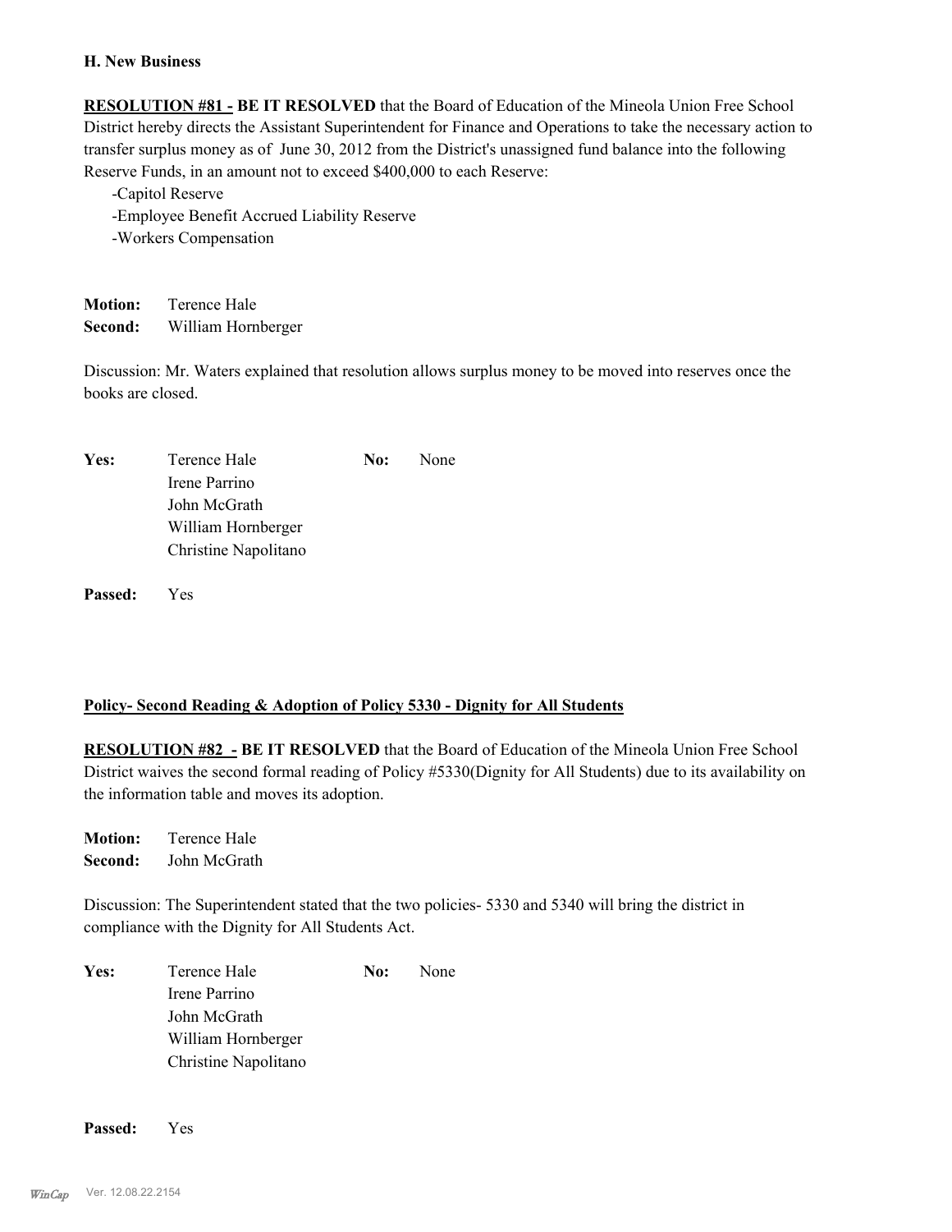**H. New Business**

**RESOLUTION #81 - BE IT RESOLVED** that the Board of Education of the Mineola Union Free School District hereby directs the Assistant Superintendent for Finance and Operations to take the necessary action to transfer surplus money as of June 30, 2012 from the District's unassigned fund balance into the following Reserve Funds, in an amount not to exceed $400,000 to each Reserve:

-Capitol Reserve
-Employee Benefit Accrued Liability Reserve
-Workers Compensation

**Motion:** Terence Hale
**Second:** William Hornberger

Discussion: Mr. Waters explained that resolution allows surplus money to be moved into reserves once the books are closed.

| | | | |
|---|---|---|---|
| **Yes:** | Terence Hale | **No:** | None |
| | Irene Parrino | | |
| | John McGrath | | |
| | William Hornberger | | |
| | Christine Napolitano | | |

**Passed:** Yes

**Policy- Second Reading & Adoption of Policy 5330 - Dignity for All Students**

**RESOLUTION #82 - BE IT RESOLVED** that the Board of Education of the Mineola Union Free School District waives the second formal reading of Policy #5330(Dignity for All Students) due to its availability on the information table and moves its adoption.

**Motion:** Terence Hale
**Second:** John McGrath

Discussion: The Superintendent stated that the two policies- 5330 and 5340 will bring the district in compliance with the Dignity for All Students Act.

| | | | |
|---|---|---|---|
| **Yes:** | Terence Hale | **No:** | None |
| | Irene Parrino | | |
| | John McGrath | | |
| | William Hornberger | | |
| | Christine Napolitano | | |

**Passed:** Yes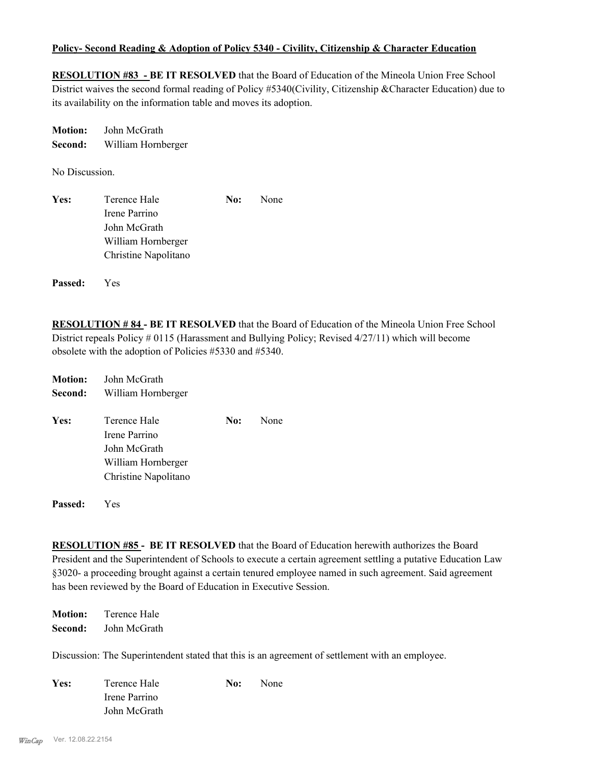**Policy- Second Reading & Adoption of Policy 5340 - Civility, Citizenship & Character Education**

**RESOLUTION #83 - BE IT RESOLVED** that the Board of Education of the Mineola Union Free School District waives the second formal reading of Policy #5340(Civility, Citizenship &Character Education) due to its availability on the information table and moves its adoption.

**Motion:** John McGrath
**Second:** William Hornberger

No Discussion.

**Yes:** Terence Hale, Irene Parrino, John McGrath, William Hornberger, Christine Napolitano
**No:** None

**Passed:** Yes

**RESOLUTION # 84 - BE IT RESOLVED** that the Board of Education of the Mineola Union Free School District repeals Policy # 0115 (Harassment and Bullying Policy; Revised 4/27/11) which will become obsolete with the adoption of Policies #5330 and #5340.

**Motion:** John McGrath
**Second:** William Hornberger

**Yes:** Terence Hale, Irene Parrino, John McGrath, William Hornberger, Christine Napolitano
**No:** None

**Passed:** Yes

**RESOLUTION #85 - BE IT RESOLVED** that the Board of Education herewith authorizes the Board President and the Superintendent of Schools to execute a certain agreement settling a putative Education Law §3020- a proceeding brought against a certain tenured employee named in such agreement. Said agreement has been reviewed by the Board of Education in Executive Session.

**Motion:** Terence Hale
**Second:** John McGrath

Discussion: The Superintendent stated that this is an agreement of settlement with an employee.

**Yes:** Terence Hale, Irene Parrino, John McGrath
**No:** None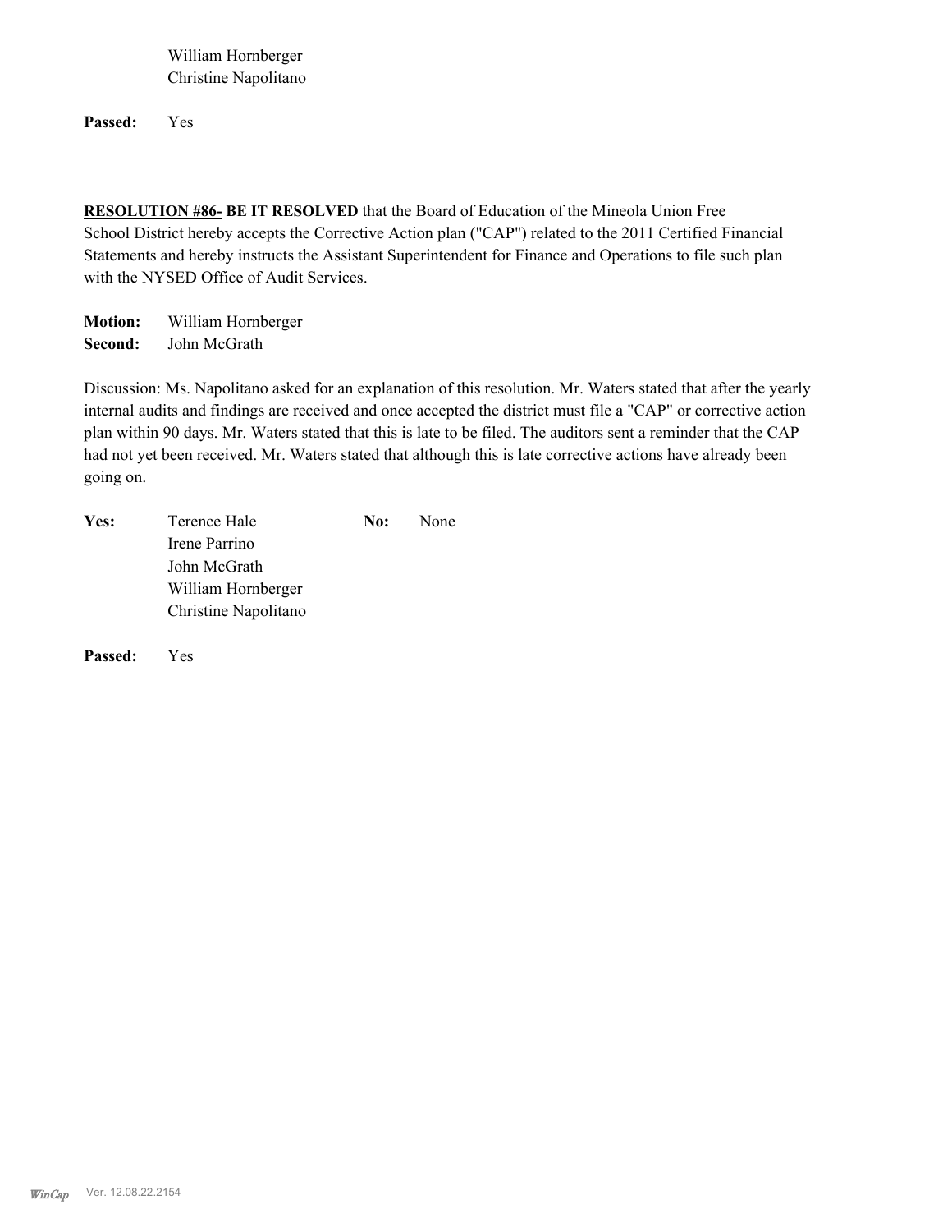William Hornberger
Christine Napolitano

**Passed:** Yes

**RESOLUTION #86- BE IT RESOLVED** that the Board of Education of the Mineola Union Free School District hereby accepts the Corrective Action plan ("CAP") related to the 2011 Certified Financial Statements and hereby instructs the Assistant Superintendent for Finance and Operations to file such plan with the NYSED Office of Audit Services.

**Motion:** William Hornberger
**Second:** John McGrath

Discussion: Ms. Napolitano asked for an explanation of this resolution. Mr. Waters stated that after the yearly internal audits and findings are received and once accepted the district must file a "CAP" or corrective action plan within 90 days. Mr. Waters stated that this is late to be filed. The auditors sent a reminder that the CAP had not yet been received. Mr. Waters stated that although this is late corrective actions have already been going on.

**Yes:** Terence Hale
Irene Parrino
John McGrath
William Hornberger
Christine Napolitano

**No:** None

**Passed:** Yes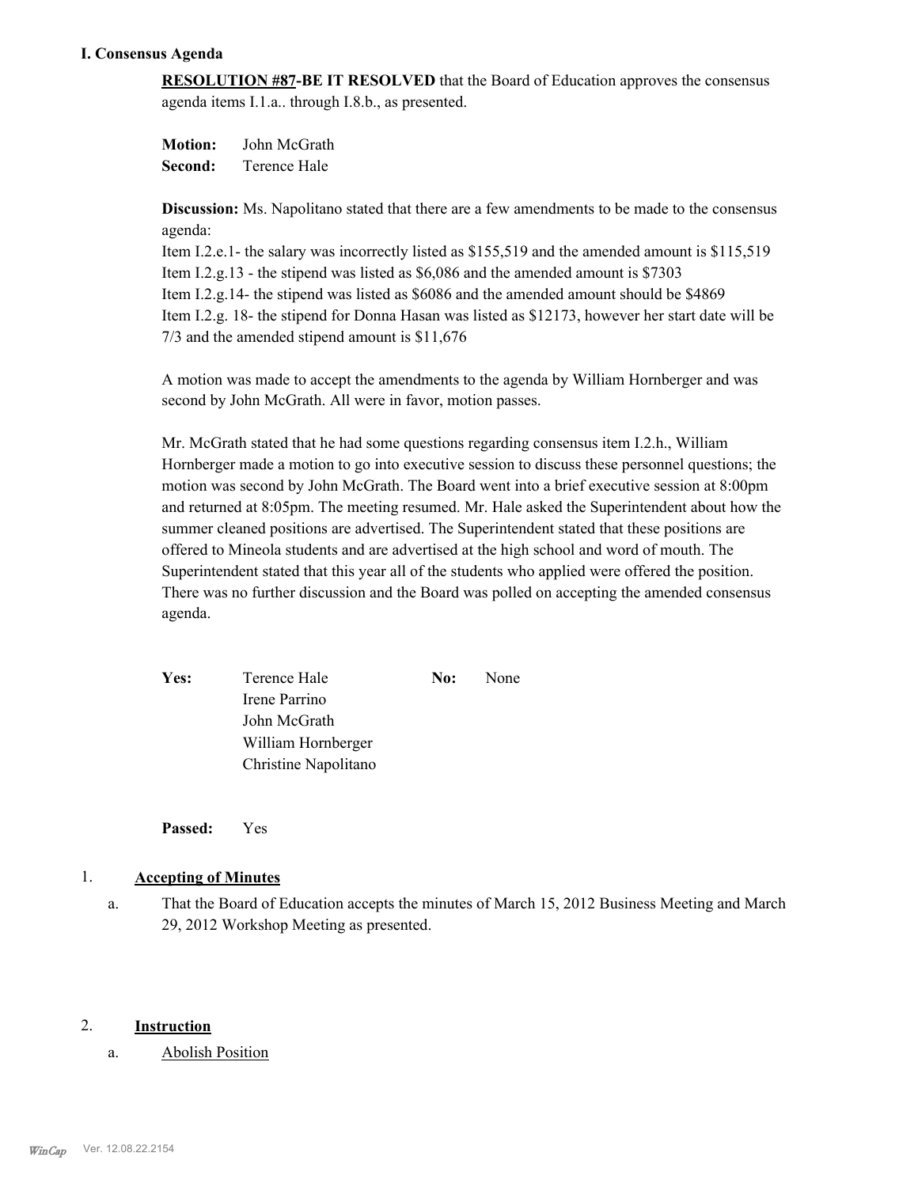## I. Consensus Agenda

**RESOLUTION #87-BE IT RESOLVED** that the Board of Education approves the consensus agenda items I.1.a.. through I.8.b., as presented.

**Motion:** John McGrath
**Second:** Terence Hale

**Discussion:** Ms. Napolitano stated that there are a few amendments to be made to the consensus agenda:
Item I.2.e.1- the salary was incorrectly listed as $155,519 and the amended amount is $115,519
Item I.2.g.13 - the stipend was listed as $6,086 and the amended amount is $7303
Item I.2.g.14- the stipend was listed as $6086 and the amended amount should be $4869
Item I.2.g. 18- the stipend for Donna Hasan was listed as $12173, however her start date will be 7/3 and the amended stipend amount is $11,676

A motion was made to accept the amendments to the agenda by William Hornberger and was second by John McGrath. All were in favor, motion passes.

Mr. McGrath stated that he had some questions regarding consensus item I.2.h., William Hornberger made a motion to go into executive session to discuss these personnel questions; the motion was second by John McGrath. The Board went into a brief executive session at 8:00pm and returned at 8:05pm. The meeting resumed. Mr. Hale asked the Superintendent about how the summer cleaned positions are advertised. The Superintendent stated that these positions are offered to Mineola students and are advertised at the high school and word of mouth. The Superintendent stated that this year all of the students who applied were offered the position. There was no further discussion and the Board was polled on accepting the amended consensus agenda.

| **Yes:** | | **No:** | |
|---|---|---|---|
| | Terence Hale | | None |
| | Irene Parrino | | |
| | John McGrath | | |
| | William Hornberger | | |
| | Christine Napolitano | | |

**Passed:** Yes

1. **Accepting of Minutes**

   a. That the Board of Education accepts the minutes of March 15, 2012 Business Meeting and March 29, 2012 Workshop Meeting as presented.

2. **Instruction**

   a. Abolish Position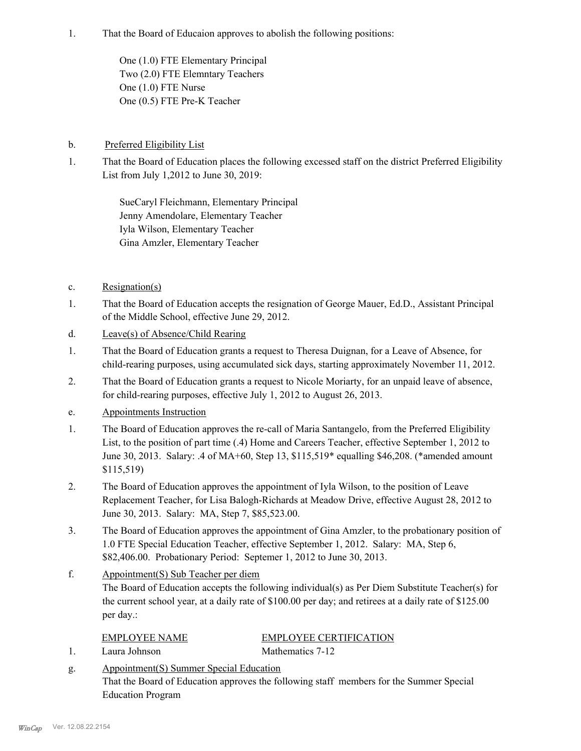1. That the Board of Educaion approves to abolish the following positions:

   One (1.0) FTE Elementary Principal
   Two (2.0) FTE Elemntary Teachers
   One (1.0) FTE Nurse
   One (0.5) FTE Pre-K Teacher

b. Preferred Eligibility List

1. That the Board of Education places the following excessed staff on the district Preferred Eligibility List from July 1,2012 to June 30, 2019:

   SueCaryl Fleichmann, Elementary Principal
   Jenny Amendolare, Elementary Teacher
   Iyla Wilson, Elementary Teacher
   Gina Amzler, Elementary Teacher

c. Resignation(s)

1. That the Board of Education accepts the resignation of George Mauer, Ed.D., Assistant Principal of the Middle School, effective June 29, 2012.

d. Leave(s) of Absence/Child Rearing

1. That the Board of Education grants a request to Theresa Duignan, for a Leave of Absence, for child-rearing purposes, using accumulated sick days, starting approximately November 11, 2012.
2. That the Board of Education grants a request to Nicole Moriarty, for an unpaid leave of absence, for child-rearing purposes, effective July 1, 2012 to August 26, 2013.

e. Appointments Instruction

1. The Board of Education approves the re-call of Maria Santangelo, from the Preferred Eligibility List, to the position of part time (.4) Home and Careers Teacher, effective September 1, 2012 to June 30, 2013. Salary: .4 of MA+60, Step 13, $115,519* equalling $46,208. (*amended amount $115,519)
2. The Board of Education approves the appointment of Iyla Wilson, to the position of Leave Replacement Teacher, for Lisa Balogh-Richards at Meadow Drive, effective August 28, 2012 to June 30, 2013. Salary: MA, Step 7, $85,523.00.
3. The Board of Education approves the appointment of Gina Amzler, to the probationary position of 1.0 FTE Special Education Teacher, effective September 1, 2012. Salary: MA, Step 6, $82,406.00. Probationary Period: Septemer 1, 2012 to June 30, 2013.

f. Appointment(S) Sub Teacher per diem

The Board of Education accepts the following individual(s) as Per Diem Substitute Teacher(s) for the current school year, at a daily rate of $100.00 per day; and retirees at a daily rate of $125.00 per day.:

| | EMPLOYEE NAME | EMPLOYEE CERTIFICATION |
|---|---|---|
| 1. | Laura Johnson | Mathematics 7-12 |

g. Appointment(S) Summer Special Education

That the Board of Education approves the following staff members for the Summer Special Education Program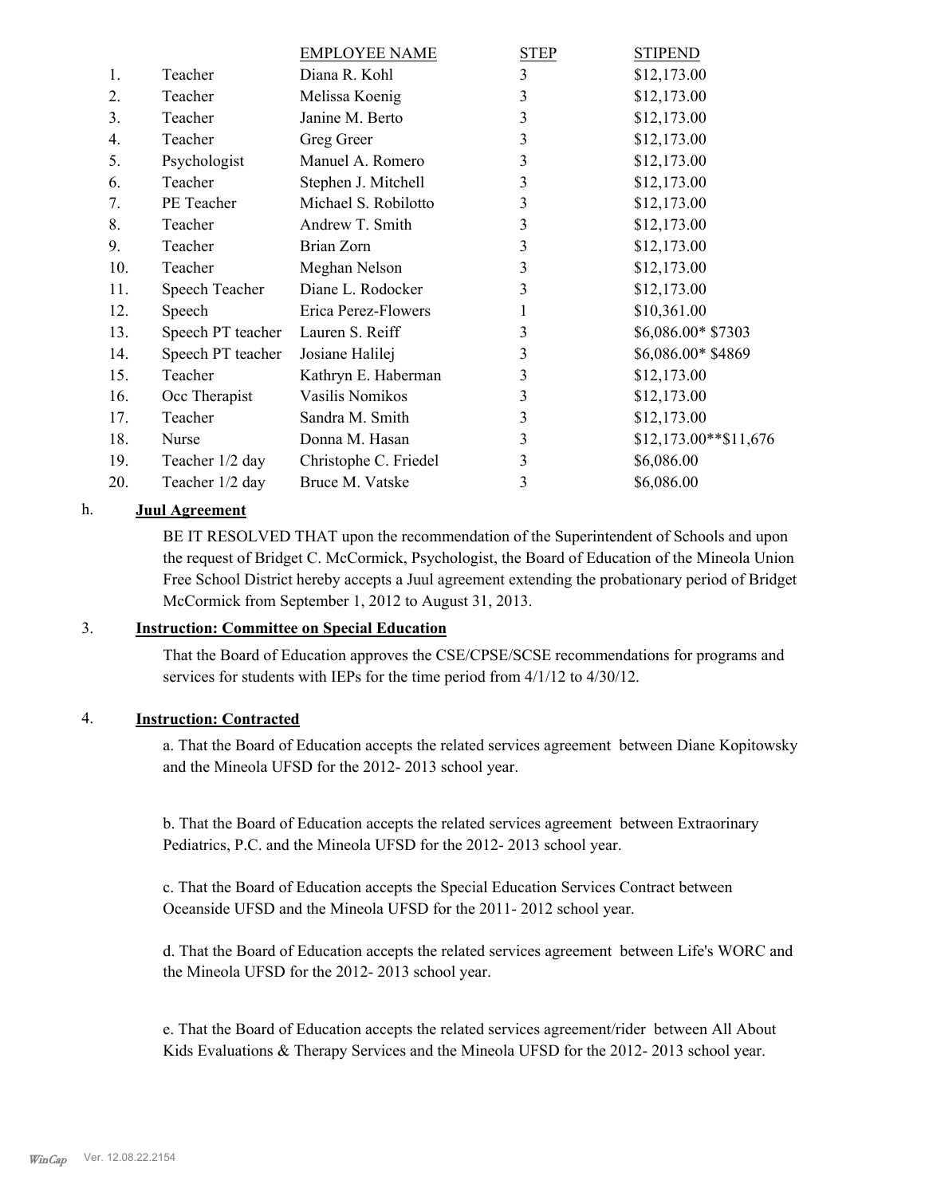| | | EMPLOYEE NAME | STEP | STIPEND |
|---|---|---|---|---|
| 1. | Teacher | Diana R. Kohl | 3 | $12,173.00 |
| 2. | Teacher | Melissa Koenig | 3 | $12,173.00 |
| 3. | Teacher | Janine M. Berto | 3 | $12,173.00 |
| 4. | Teacher | Greg Greer | 3 | $12,173.00 |
| 5. | Psychologist | Manuel A. Romero | 3 | $12,173.00 |
| 6. | Teacher | Stephen J. Mitchell | 3 | $12,173.00 |
| 7. | PE Teacher | Michael S. Robilotto | 3 | $12,173.00 |
| 8. | Teacher | Andrew T. Smith | 3 | $12,173.00 |
| 9. | Teacher | Brian Zorn | 3 | $12,173.00 |
| 10. | Teacher | Meghan Nelson | 3 | $12,173.00 |
| 11. | Speech Teacher | Diane L. Rodocker | 3 | $12,173.00 |
| 12. | Speech | Erica Perez-Flowers | 1 | $10,361.00 |
| 13. | Speech PT teacher | Lauren S. Reiff | 3 | $6,086.00* $7303 |
| 14. | Speech PT teacher | Josiane Halilej | 3 | $6,086.00* $4869 |
| 15. | Teacher | Kathryn E. Haberman | 3 | $12,173.00 |
| 16. | Occ Therapist | Vasilis Nomikos | 3 | $12,173.00 |
| 17. | Teacher | Sandra M. Smith | 3 | $12,173.00 |
| 18. | Nurse | Donna M. Hasan | 3 | $12,173.00**$11,676 |
| 19. | Teacher 1/2 day | Christophe C. Friedel | 3 | $6,086.00 |
| 20. | Teacher 1/2 day | Bruce M. Vatske | 3 | $6,086.00 |

h. **Juul Agreement**

BE IT RESOLVED THAT upon the recommendation of the Superintendent of Schools and upon the request of Bridget C. McCormick, Psychologist, the Board of Education of the Mineola Union Free School District hereby accepts a Juul agreement extending the probationary period of Bridget McCormick from September 1, 2012 to August 31, 2013.

3. **Instruction: Committee on Special Education**

That the Board of Education approves the CSE/CPSE/SCSE recommendations for programs and services for students with IEPs for the time period from 4/1/12 to 4/30/12.

4. **Instruction: Contracted**

a. That the Board of Education accepts the related services agreement between Diane Kopitowsky and the Mineola UFSD for the 2012- 2013 school year.

b. That the Board of Education accepts the related services agreement between Extraorinary Pediatrics, P.C. and the Mineola UFSD for the 2012- 2013 school year.

c. That the Board of Education accepts the Special Education Services Contract between Oceanside UFSD and the Mineola UFSD for the 2011- 2012 school year.

d. That the Board of Education accepts the related services agreement between Life's WORC and the Mineola UFSD for the 2012- 2013 school year.

e. That the Board of Education accepts the related services agreement/rider between All About Kids Evaluations & Therapy Services and the Mineola UFSD for the 2012- 2013 school year.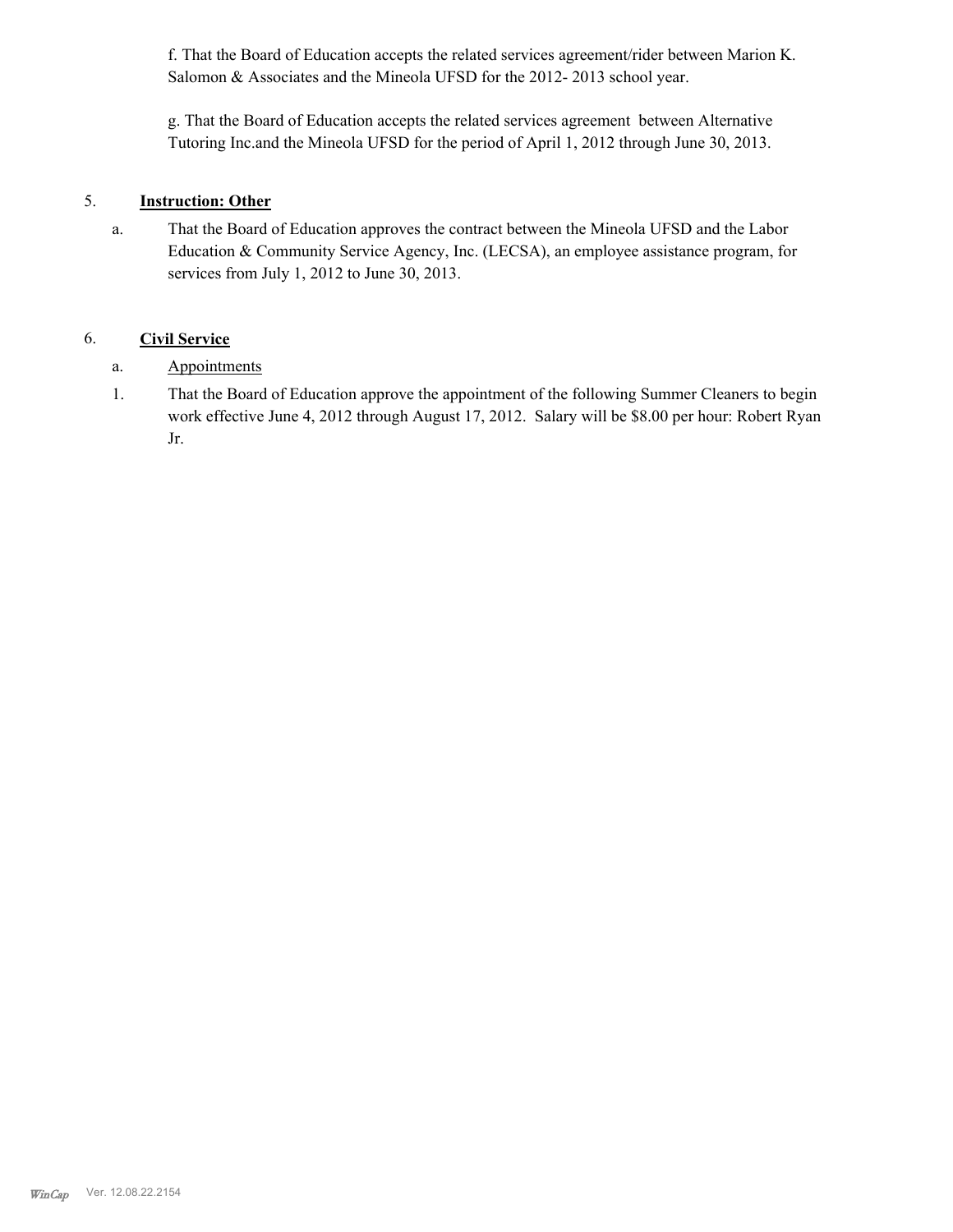f. That the Board of Education accepts the related services agreement/rider between Marion K. Salomon & Associates and the Mineola UFSD for the 2012- 2013 school year.

g. That the Board of Education accepts the related services agreement between Alternative Tutoring Inc.and the Mineola UFSD for the period of April 1, 2012 through June 30, 2013.

5. **Instruction: Other**

a. That the Board of Education approves the contract between the Mineola UFSD and the Labor Education & Community Service Agency, Inc. (LECSA), an employee assistance program, for services from July 1, 2012 to June 30, 2013.

6. **Civil Service**

a. Appointments

1. That the Board of Education approve the appointment of the following Summer Cleaners to begin work effective June 4, 2012 through August 17, 2012. Salary will be $8.00 per hour: Robert Ryan Jr.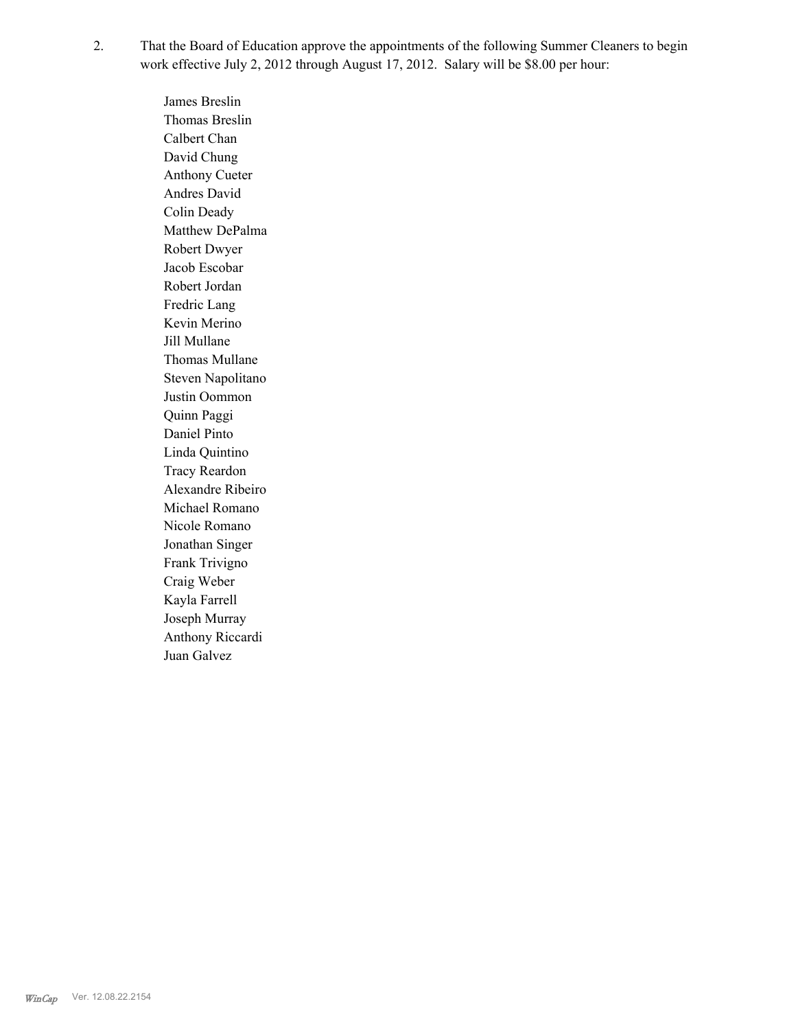2. That the Board of Education approve the appointments of the following Summer Cleaners to begin work effective July 2, 2012 through August 17, 2012. Salary will be $8.00 per hour:

   James Breslin
   Thomas Breslin
   Calbert Chan
   David Chung
   Anthony Cueter
   Andres David
   Colin Deady
   Matthew DePalma
   Robert Dwyer
   Jacob Escobar
   Robert Jordan
   Fredric Lang
   Kevin Merino
   Jill Mullane
   Thomas Mullane
   Steven Napolitano
   Justin Oommon
   Quinn Paggi
   Daniel Pinto
   Linda Quintino
   Tracy Reardon
   Alexandre Ribeiro
   Michael Romano
   Nicole Romano
   Jonathan Singer
   Frank Trivigno
   Craig Weber
   Kayla Farrell
   Joseph Murray
   Anthony Riccardi
   Juan Galvez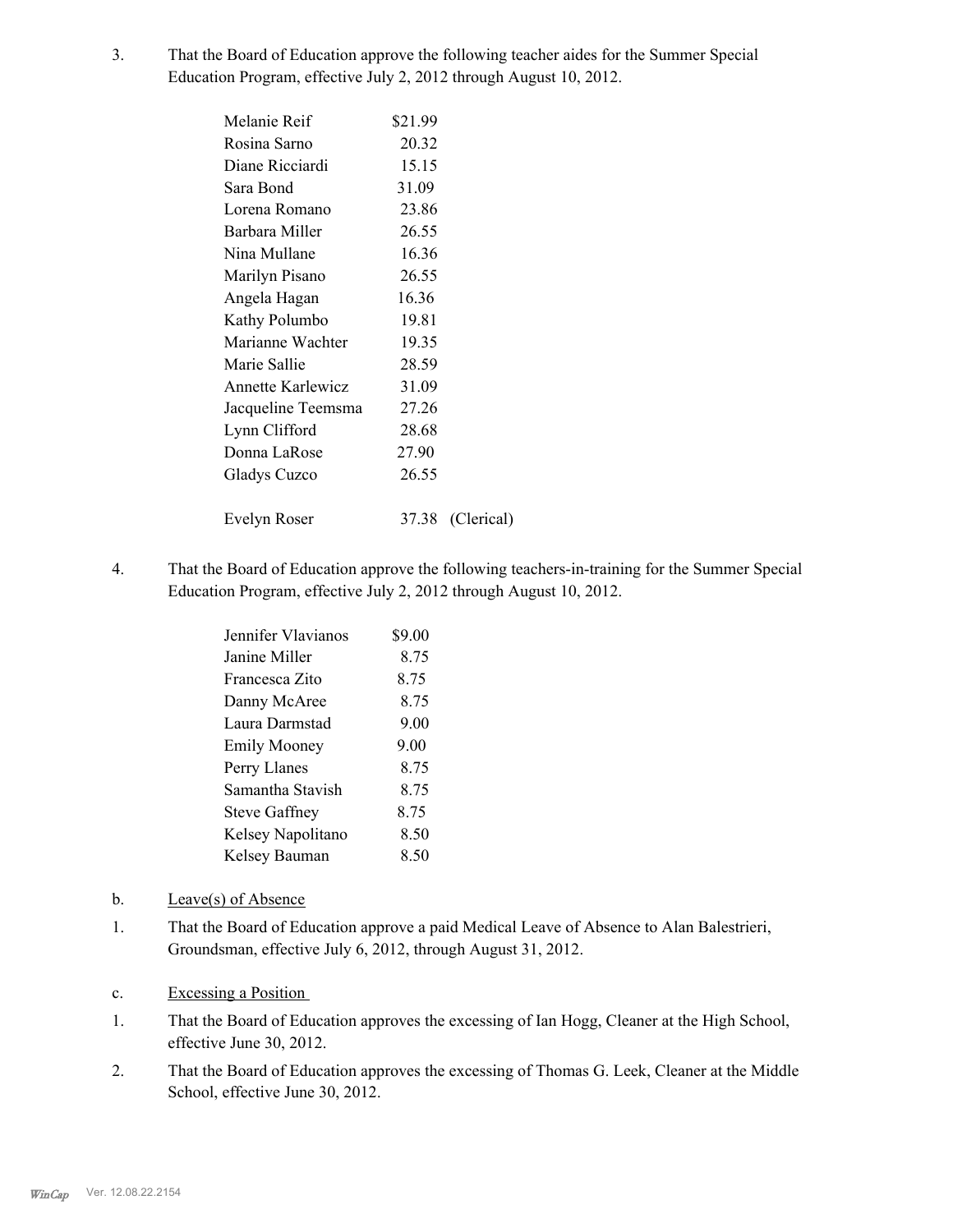3. That the Board of Education approve the following teacher aides for the Summer Special Education Program, effective July 2, 2012 through August 10, 2012.

| | | |
|---|---|---|
| Melanie Reif | $21.99 | |
| Rosina Sarno | 20.32 | |
| Diane Ricciardi | 15.15 | |
| Sara Bond | 31.09 | |
| Lorena Romano | 23.86 | |
| Barbara Miller | 26.55 | |
| Nina Mullane | 16.36 | |
| Marilyn Pisano | 26.55 | |
| Angela Hagan | 16.36 | |
| Kathy Polumbo | 19.81 | |
| Marianne Wachter | 19.35 | |
| Marie Sallie | 28.59 | |
| Annette Karlewicz | 31.09 | |
| Jacqueline Teemsma | 27.26 | |
| Lynn Clifford | 28.68 | |
| Donna LaRose | 27.90 | |
| Gladys Cuzco | 26.55 | |
| Evelyn Roser | 37.38 | (Clerical) |

4. That the Board of Education approve the following teachers-in-training for the Summer Special Education Program, effective July 2, 2012 through August 10, 2012.

| | |
|---|---|
| Jennifer Vlavianos | $9.00 |
| Janine Miller | 8.75 |
| Francesca Zito | 8.75 |
| Danny McAree | 8.75 |
| Laura Darmstad | 9.00 |
| Emily Mooney | 9.00 |
| Perry Llanes | 8.75 |
| Samantha Stavish | 8.75 |
| Steve Gaffney | 8.75 |
| Kelsey Napolitano | 8.50 |
| Kelsey Bauman | 8.50 |

b. Leave(s) of Absence

1. That the Board of Education approve a paid Medical Leave of Absence to Alan Balestrieri, Groundsman, effective July 6, 2012, through August 31, 2012.

c. Excessing a Position

1. That the Board of Education approves the excessing of Ian Hogg, Cleaner at the High School, effective June 30, 2012.

2. That the Board of Education approves the excessing of Thomas G. Leek, Cleaner at the Middle School, effective June 30, 2012.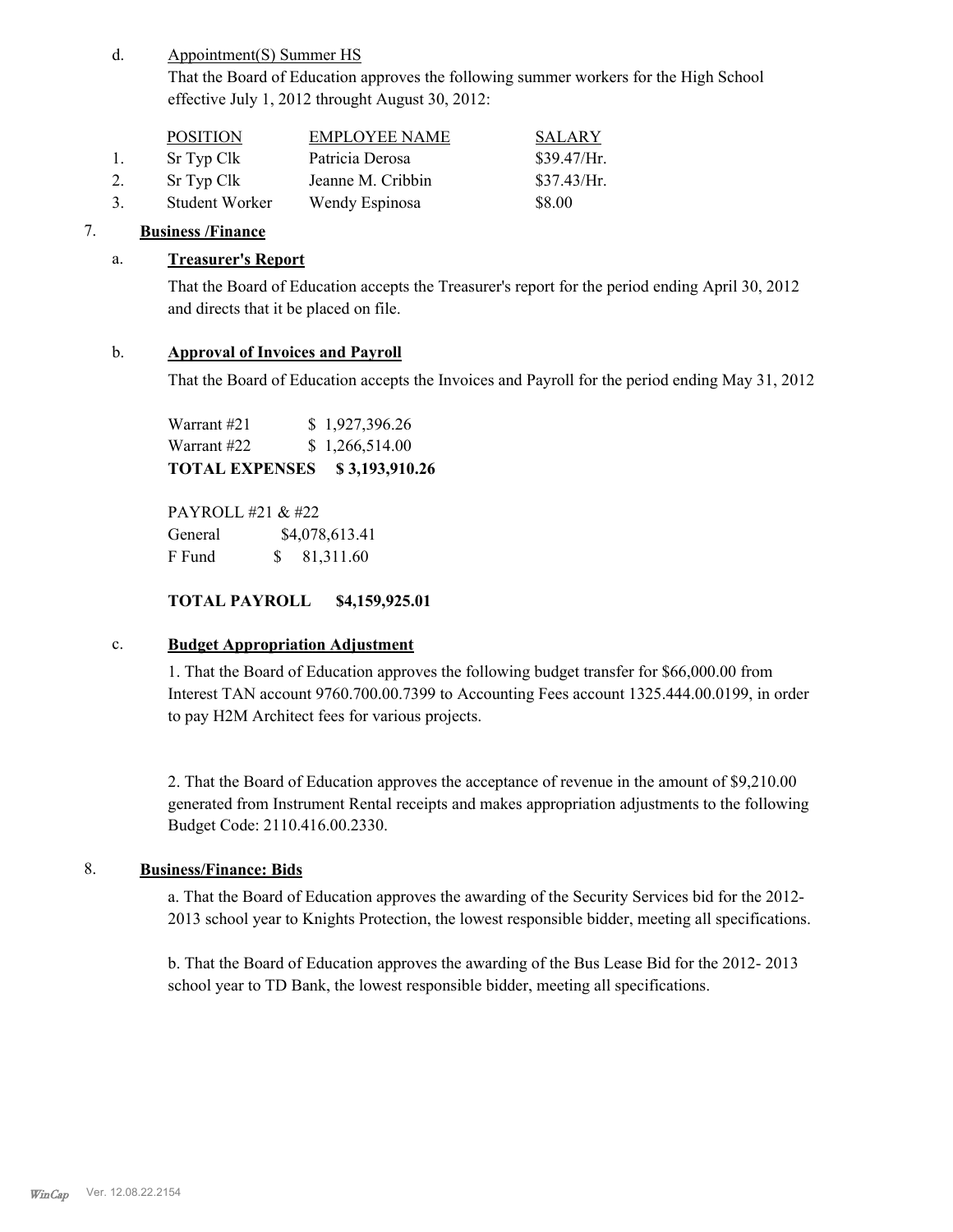d. Appointment(S) Summer HS

That the Board of Education approves the following summer workers for the High School effective July 1, 2012 throught August 30, 2012:

| | POSITION | EMPLOYEE NAME | SALARY |
|---|---|---|---|
| 1. | Sr Typ Clk | Patricia Derosa | $39.47/Hr. |
| 2. | Sr Typ Clk | Jeanne M. Cribbin | $37.43/Hr. |
| 3. | Student Worker | Wendy Espinosa | $8.00 |

7. **Business /Finance**

a. **Treasurer's Report**

That the Board of Education accepts the Treasurer's report for the period ending April 30, 2012 and directs that it be placed on file.

b. **Approval of Invoices and Payroll**

That the Board of Education accepts the Invoices and Payroll for the period ending May 31, 2012

Warrant #21 $ 1,927,396.26
Warrant #22 $ 1,266,514.00
**TOTAL EXPENSES $ 3,193,910.26**

PAYROLL #21 & #22
General $4,078,613.41
F Fund $ 81,311.60

**TOTAL PAYROLL $4,159,925.01**

c. **Budget Appropriation Adjustment**

1. That the Board of Education approves the following budget transfer for $66,000.00 from Interest TAN account 9760.700.00.7399 to Accounting Fees account 1325.444.00.0199, in order to pay H2M Architect fees for various projects.

2. That the Board of Education approves the acceptance of revenue in the amount of $9,210.00 generated from Instrument Rental receipts and makes appropriation adjustments to the following Budget Code: 2110.416.00.2330.

8. **Business/Finance: Bids**

a. That the Board of Education approves the awarding of the Security Services bid for the 2012-2013 school year to Knights Protection, the lowest responsible bidder, meeting all specifications.

b. That the Board of Education approves the awarding of the Bus Lease Bid for the 2012- 2013 school year to TD Bank, the lowest responsible bidder, meeting all specifications.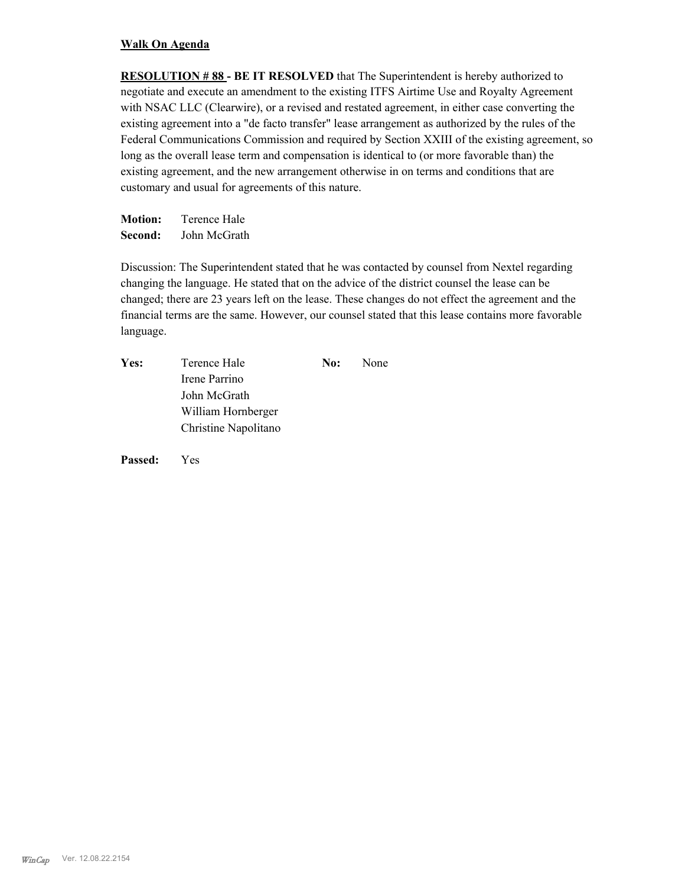**Walk On Agenda**

**RESOLUTION # 88 - BE IT RESOLVED** that The Superintendent is hereby authorized to negotiate and execute an amendment to the existing ITFS Airtime Use and Royalty Agreement with NSAC LLC (Clearwire), or a revised and restated agreement, in either case converting the existing agreement into a "de facto transfer" lease arrangement as authorized by the rules of the Federal Communications Commission and required by Section XXIII of the existing agreement, so long as the overall lease term and compensation is identical to (or more favorable than) the existing agreement, and the new arrangement otherwise in on terms and conditions that are customary and usual for agreements of this nature.

**Motion:** Terence Hale
**Second:** John McGrath

Discussion: The Superintendent stated that he was contacted by counsel from Nextel regarding changing the language. He stated that on the advice of the district counsel the lease can be changed; there are 23 years left on the lease. These changes do not effect the agreement and the financial terms are the same. However, our counsel stated that this lease contains more favorable language.

**Yes:** Terence Hale
Irene Parrino
John McGrath
William Hornberger
Christine Napolitano

**No:** None

**Passed:** Yes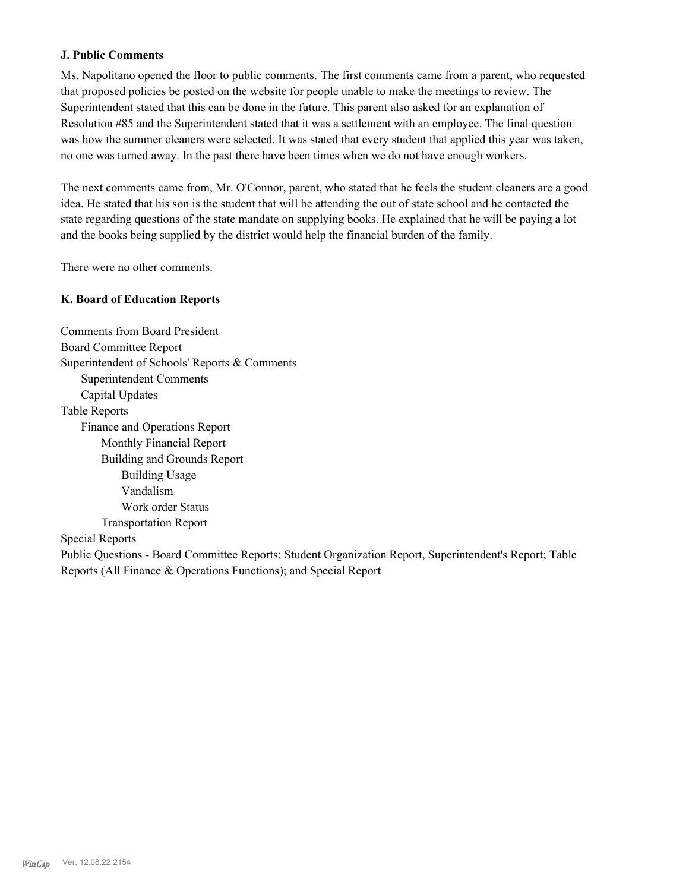### J. Public Comments

Ms. Napolitano opened the floor to public comments. The first comments came from a parent, who requested that proposed policies be posted on the website for people unable to make the meetings to review. The Superintendent stated that this can be done in the future. This parent also asked for an explanation of Resolution #85 and the Superintendent stated that it was a settlement with an employee. The final question was how the summer cleaners were selected. It was stated that every student that applied this year was taken, no one was turned away. In the past there have been times when we do not have enough workers.

The next comments came from, Mr. O'Connor, parent, who stated that he feels the student cleaners are a good idea. He stated that his son is the student that will be attending the out of state school and he contacted the state regarding questions of the state mandate on supplying books. He explained that he will be paying a lot and the books being supplied by the district would help the financial burden of the family.

There were no other comments.

### K. Board of Education Reports

Comments from Board President
Board Committee Report
Superintendent of Schools' Reports & Comments
- Superintendent Comments
- Capital Updates

Table Reports
- Finance and Operations Report
  - Monthly Financial Report
  - Building and Grounds Report
    - Building Usage
    - Vandalism
    - Work order Status
  - Transportation Report

Special Reports
Public Questions - Board Committee Reports; Student Organization Report, Superintendent's Report; Table Reports (All Finance & Operations Functions); and Special Report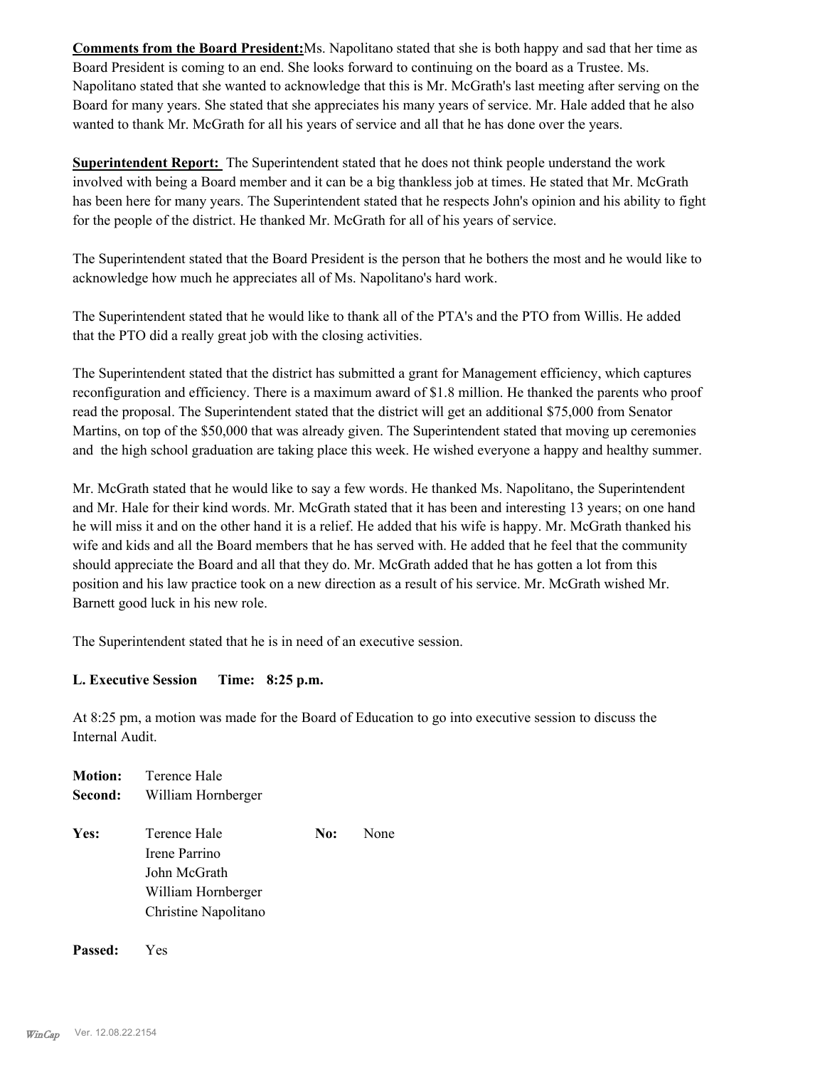**Comments from the Board President:** Ms. Napolitano stated that she is both happy and sad that her time as Board President is coming to an end. She looks forward to continuing on the board as a Trustee. Ms. Napolitano stated that she wanted to acknowledge that this is Mr. McGrath's last meeting after serving on the Board for many years. She stated that she appreciates his many years of service. Mr. Hale added that he also wanted to thank Mr. McGrath for all his years of service and all that he has done over the years.

**Superintendent Report:** The Superintendent stated that he does not think people understand the work involved with being a Board member and it can be a big thankless job at times. He stated that Mr. McGrath has been here for many years. The Superintendent stated that he respects John's opinion and his ability to fight for the people of the district. He thanked Mr. McGrath for all of his years of service.

The Superintendent stated that the Board President is the person that he bothers the most and he would like to acknowledge how much he appreciates all of Ms. Napolitano's hard work.

The Superintendent stated that he would like to thank all of the PTA's and the PTO from Willis. He added that the PTO did a really great job with the closing activities.

The Superintendent stated that the district has submitted a grant for Management efficiency, which captures reconfiguration and efficiency. There is a maximum award of $1.8 million. He thanked the parents who proof read the proposal. The Superintendent stated that the district will get an additional $75,000 from Senator Martins, on top of the $50,000 that was already given. The Superintendent stated that moving up ceremonies and the high school graduation are taking place this week. He wished everyone a happy and healthy summer.

Mr. McGrath stated that he would like to say a few words. He thanked Ms. Napolitano, the Superintendent and Mr. Hale for their kind words. Mr. McGrath stated that it has been and interesting 13 years; on one hand he will miss it and on the other hand it is a relief. He added that his wife is happy. Mr. McGrath thanked his wife and kids and all the Board members that he has served with. He added that he feel that the community should appreciate the Board and all that they do. Mr. McGrath added that he has gotten a lot from this position and his law practice took on a new direction as a result of his service. Mr. McGrath wished Mr. Barnett good luck in his new role.

The Superintendent stated that he is in need of an executive session.

**L. Executive Session Time: 8:25 p.m.**

At 8:25 pm, a motion was made for the Board of Education to go into executive session to discuss the Internal Audit.

**Motion:** Terence Hale
**Second:** William Hornberger

**Yes:** Terence Hale
Irene Parrino
John McGrath
William Hornberger
Christine Napolitano

**No:** None

**Passed:** Yes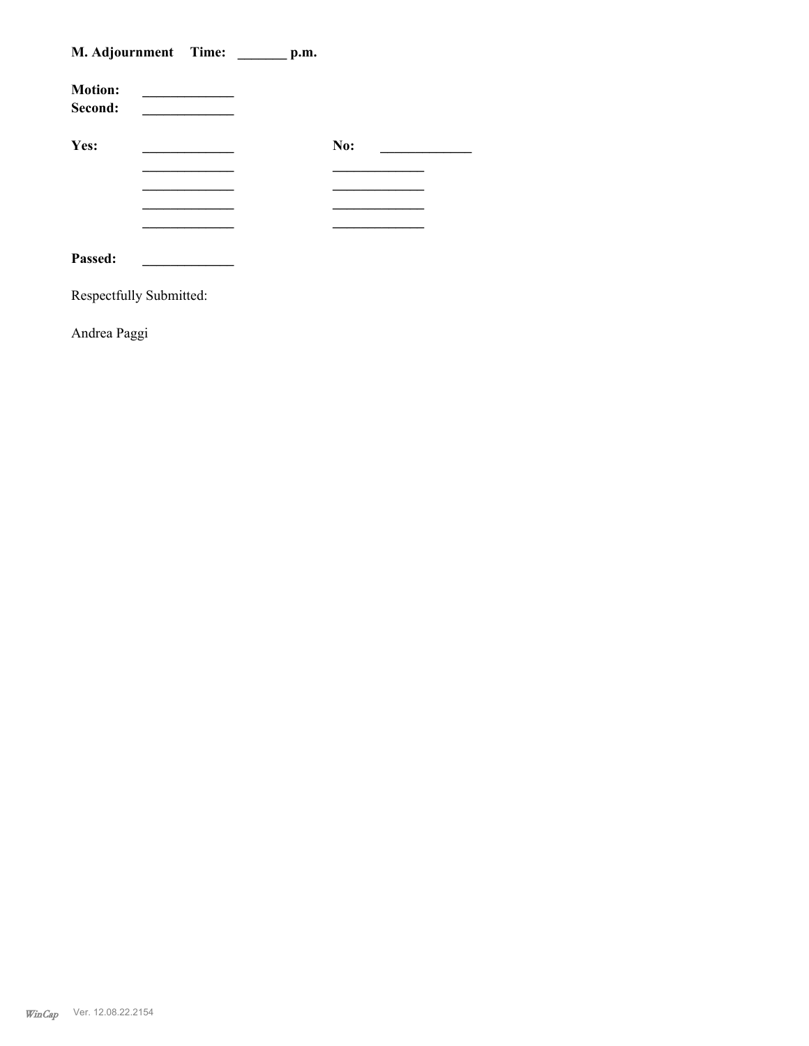**M. Adjournment Time: _______ p.m.**

**Motion:** _____________
**Second:** _____________

**Yes:** _____________ **No:** _____________

_____________ _____________

_____________ _____________

_____________ _____________

_____________ _____________

**Passed:** _____________

Respectfully Submitted:

Andrea Paggi